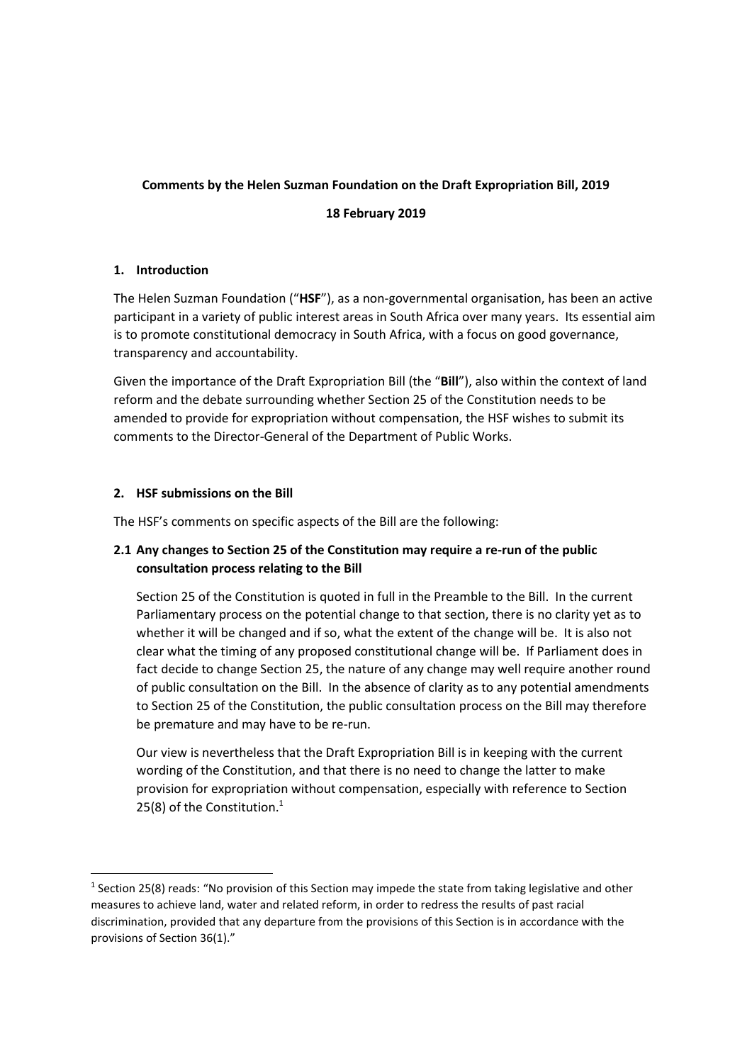**Comments by the Helen Suzman Foundation on the Draft Expropriation Bill, 2019**

**18 February 2019**

## 1. Introduction

The Helen Suzman Foundation ("**HSF**"), as a non-governmental organisation, has been an active participant in a variety of public interest areas in South Africa over many years. Its essential aim is to promote constitutional democracy in South Africa, with a focus on good governance, transparency and accountability.

Given the importance of the Draft Expropriation Bill (the "**Bill**"), also within the context of land reform and the debate surrounding whether Section 25 of the Constitution needs to be amended to provide for expropriation without compensation, the HSF wishes to submit its comments to the Director-General of the Department of Public Works.

## 2. HSF submissions on the Bill

The HSF's comments on specific aspects of the Bill are the following:

### 2.1 Any changes to Section 25 of the Constitution may require a re-run of the public consultation process relating to the Bill

Section 25 of the Constitution is quoted in full in the Preamble to the Bill. In the current Parliamentary process on the potential change to that section, there is no clarity yet as to whether it will be changed and if so, what the extent of the change will be. It is also not clear what the timing of any proposed constitutional change will be. If Parliament does in fact decide to change Section 25, the nature of any change may well require another round of public consultation on the Bill. In the absence of clarity as to any potential amendments to Section 25 of the Constitution, the public consultation process on the Bill may therefore be premature and may have to be re-run.

Our view is nevertheless that the Draft Expropriation Bill is in keeping with the current wording of the Constitution, and that there is no need to change the latter to make provision for expropriation without compensation, especially with reference to Section 25(8) of the Constitution.[1]

[1] Section 25(8) reads: "No provision of this Section may impede the state from taking legislative and other measures to achieve land, water and related reform, in order to redress the results of past racial discrimination, provided that any departure from the provisions of this Section is in accordance with the provisions of Section 36(1)."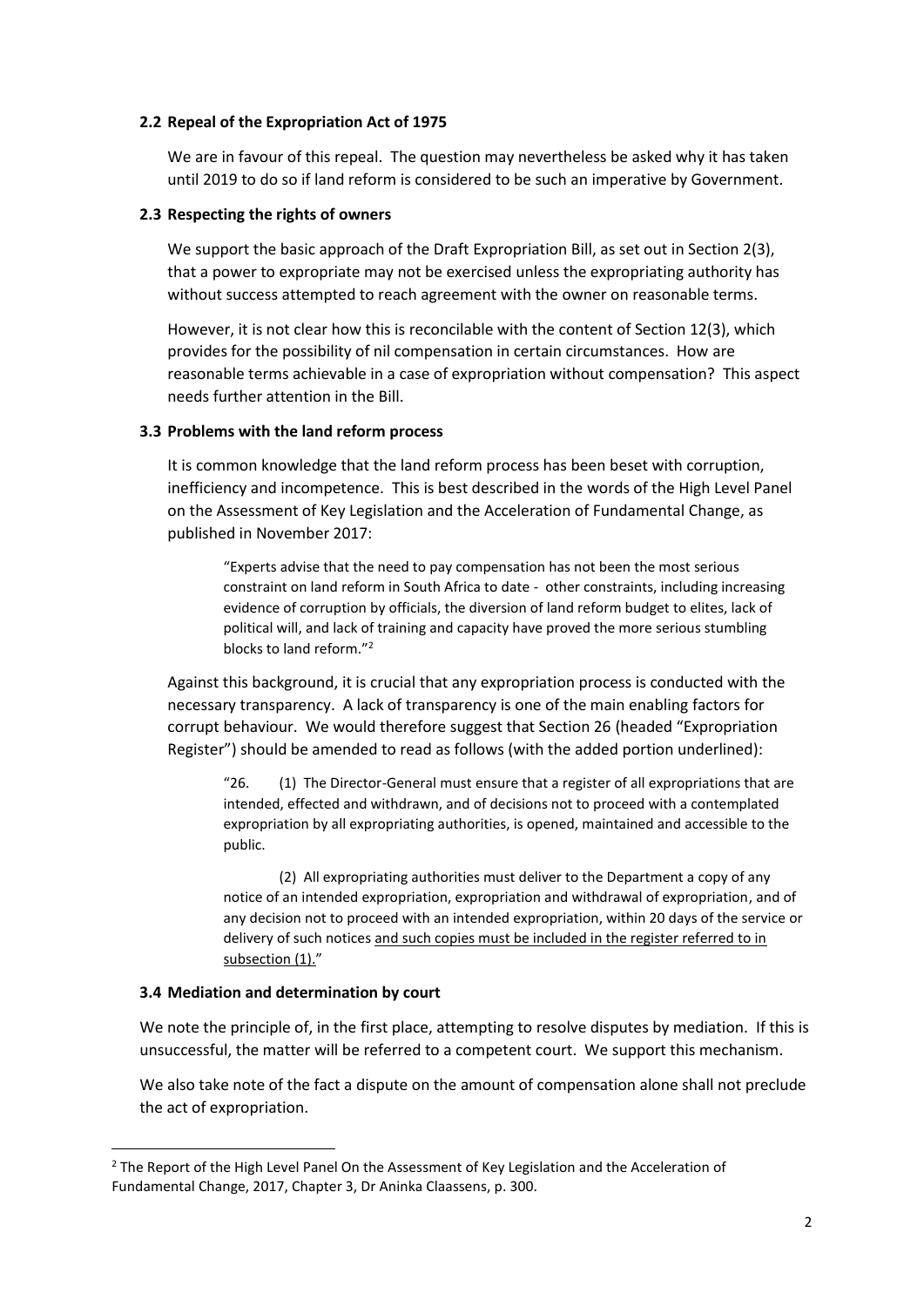### 2.2 Repeal of the Expropriation Act of 1975

We are in favour of this repeal. The question may nevertheless be asked why it has taken until 2019 to do so if land reform is considered to be such an imperative by Government.

### 2.3 Respecting the rights of owners

We support the basic approach of the Draft Expropriation Bill, as set out in Section 2(3), that a power to expropriate may not be exercised unless the expropriating authority has without success attempted to reach agreement with the owner on reasonable terms.

However, it is not clear how this is reconcilable with the content of Section 12(3), which provides for the possibility of nil compensation in certain circumstances. How are reasonable terms achievable in a case of expropriation without compensation? This aspect needs further attention in the Bill.

### 3.3 Problems with the land reform process

It is common knowledge that the land reform process has been beset with corruption, inefficiency and incompetence. This is best described in the words of the High Level Panel on the Assessment of Key Legislation and the Acceleration of Fundamental Change, as published in November 2017:

> "Experts advise that the need to pay compensation has not been the most serious constraint on land reform in South Africa to date - other constraints, including increasing evidence of corruption by officials, the diversion of land reform budget to elites, lack of political will, and lack of training and capacity have proved the more serious stumbling blocks to land reform."[2]

Against this background, it is crucial that any expropriation process is conducted with the necessary transparency. A lack of transparency is one of the main enabling factors for corrupt behaviour. We would therefore suggest that Section 26 (headed "Expropriation Register") should be amended to read as follows (with the added portion underlined):

> "26. (1) The Director-General must ensure that a register of all expropriations that are intended, effected and withdrawn, and of decisions not to proceed with a contemplated expropriation by all expropriating authorities, is opened, maintained and accessible to the public.
>
> (2) All expropriating authorities must deliver to the Department a copy of any notice of an intended expropriation, expropriation and withdrawal of expropriation, and of any decision not to proceed with an intended expropriation, within 20 days of the service or delivery of such notices <u>and such copies must be included in the register referred to in subsection (1).</u>"

### 3.4 Mediation and determination by court

We note the principle of, in the first place, attempting to resolve disputes by mediation. If this is unsuccessful, the matter will be referred to a competent court. We support this mechanism.

We also take note of the fact a dispute on the amount of compensation alone shall not preclude the act of expropriation.

---

[2] The Report of the High Level Panel On the Assessment of Key Legislation and the Acceleration of Fundamental Change, 2017, Chapter 3, Dr Aninka Claassens, p. 300.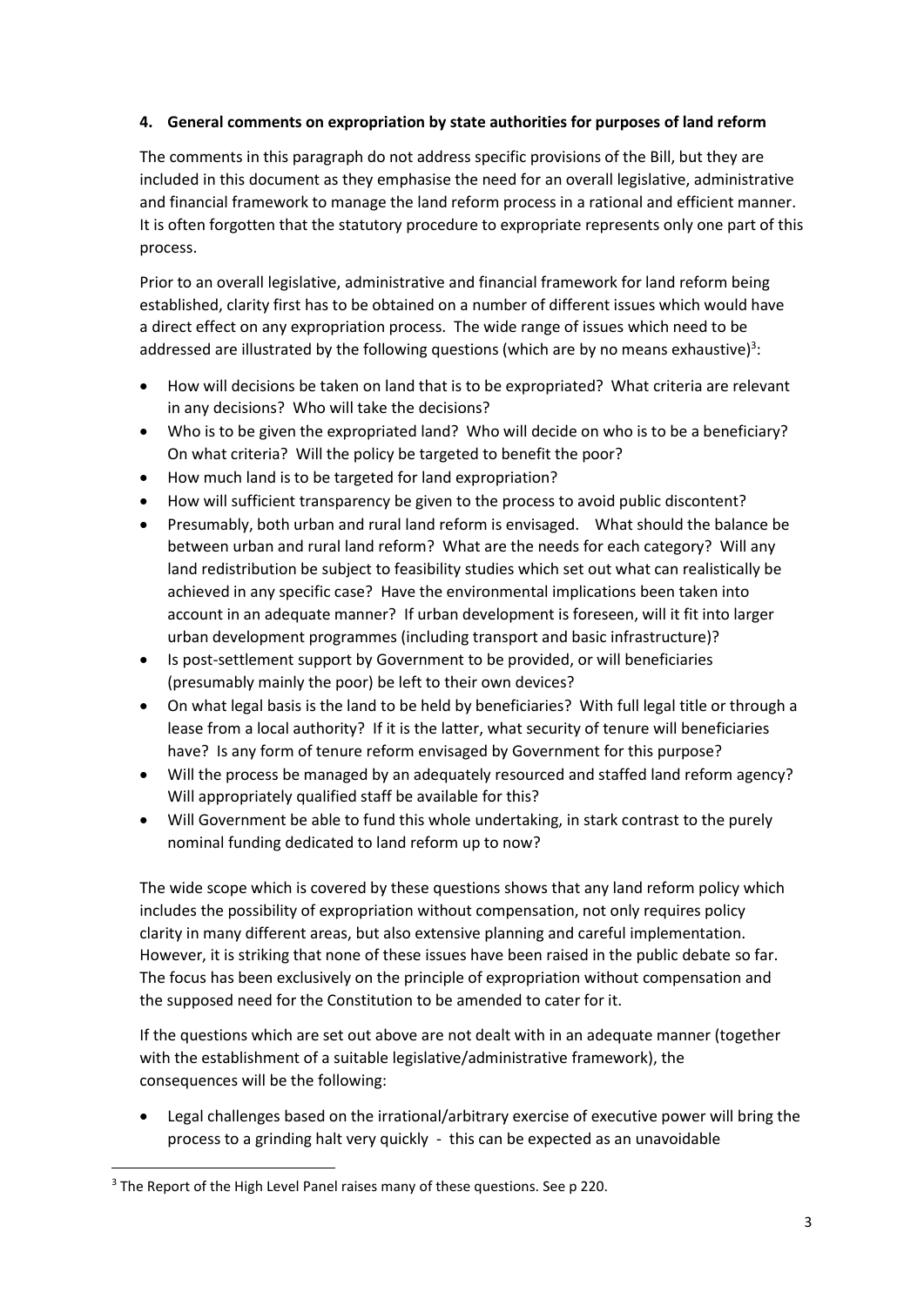**4. General comments on expropriation by state authorities for purposes of land reform**

The comments in this paragraph do not address specific provisions of the Bill, but they are included in this document as they emphasise the need for an overall legislative, administrative and financial framework to manage the land reform process in a rational and efficient manner. It is often forgotten that the statutory procedure to expropriate represents only one part of this process.

Prior to an overall legislative, administrative and financial framework for land reform being established, clarity first has to be obtained on a number of different issues which would have a direct effect on any expropriation process. The wide range of issues which need to be addressed are illustrated by the following questions (which are by no means exhaustive)[3]:

- How will decisions be taken on land that is to be expropriated? What criteria are relevant in any decisions? Who will take the decisions?
- Who is to be given the expropriated land? Who will decide on who is to be a beneficiary? On what criteria? Will the policy be targeted to benefit the poor?
- How much land is to be targeted for land expropriation?
- How will sufficient transparency be given to the process to avoid public discontent?
- Presumably, both urban and rural land reform is envisaged. What should the balance be between urban and rural land reform? What are the needs for each category? Will any land redistribution be subject to feasibility studies which set out what can realistically be achieved in any specific case? Have the environmental implications been taken into account in an adequate manner? If urban development is foreseen, will it fit into larger urban development programmes (including transport and basic infrastructure)?
- Is post-settlement support by Government to be provided, or will beneficiaries (presumably mainly the poor) be left to their own devices?
- On what legal basis is the land to be held by beneficiaries? With full legal title or through a lease from a local authority? If it is the latter, what security of tenure will beneficiaries have? Is any form of tenure reform envisaged by Government for this purpose?
- Will the process be managed by an adequately resourced and staffed land reform agency? Will appropriately qualified staff be available for this?
- Will Government be able to fund this whole undertaking, in stark contrast to the purely nominal funding dedicated to land reform up to now?

The wide scope which is covered by these questions shows that any land reform policy which includes the possibility of expropriation without compensation, not only requires policy clarity in many different areas, but also extensive planning and careful implementation. However, it is striking that none of these issues have been raised in the public debate so far. The focus has been exclusively on the principle of expropriation without compensation and the supposed need for the Constitution to be amended to cater for it.

If the questions which are set out above are not dealt with in an adequate manner (together with the establishment of a suitable legislative/administrative framework), the consequences will be the following:

- Legal challenges based on the irrational/arbitrary exercise of executive power will bring the process to a grinding halt very quickly - this can be expected as an unavoidable

---

[3] The Report of the High Level Panel raises many of these questions. See p 220.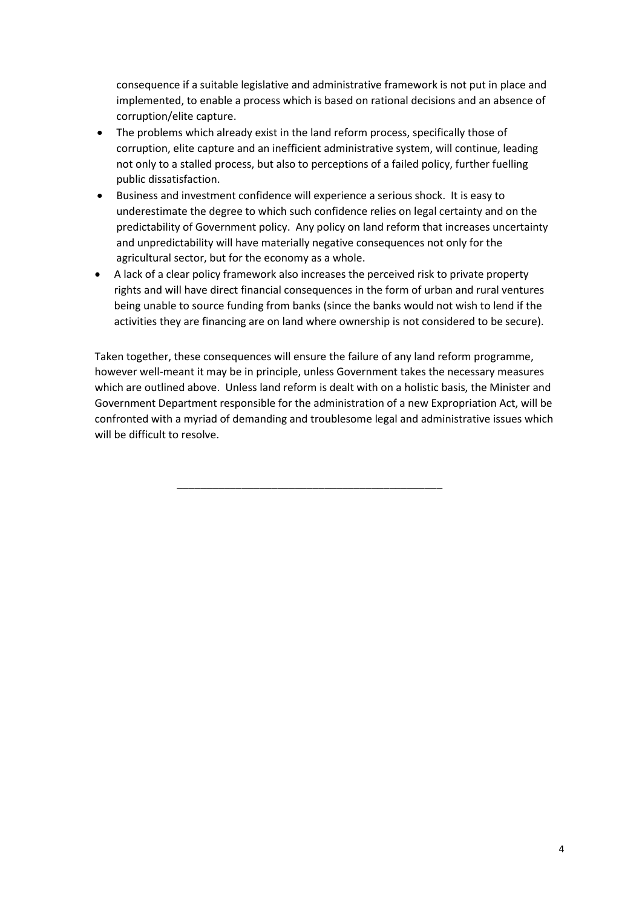consequence if a suitable legislative and administrative framework is not put in place and implemented, to enable a process which is based on rational decisions and an absence of corruption/elite capture.

- The problems which already exist in the land reform process, specifically those of corruption, elite capture and an inefficient administrative system, will continue, leading not only to a stalled process, but also to perceptions of a failed policy, further fuelling public dissatisfaction.
- Business and investment confidence will experience a serious shock. It is easy to underestimate the degree to which such confidence relies on legal certainty and on the predictability of Government policy. Any policy on land reform that increases uncertainty and unpredictability will have materially negative consequences not only for the agricultural sector, but for the economy as a whole.
- A lack of a clear policy framework also increases the perceived risk to private property rights and will have direct financial consequences in the form of urban and rural ventures being unable to source funding from banks (since the banks would not wish to lend if the activities they are financing are on land where ownership is not considered to be secure).

Taken together, these consequences will ensure the failure of any land reform programme, however well-meant it may be in principle, unless Government takes the necessary measures which are outlined above. Unless land reform is dealt with on a holistic basis, the Minister and Government Department responsible for the administration of a new Expropriation Act, will be confronted with a myriad of demanding and troublesome legal and administrative issues which will be difficult to resolve.

---